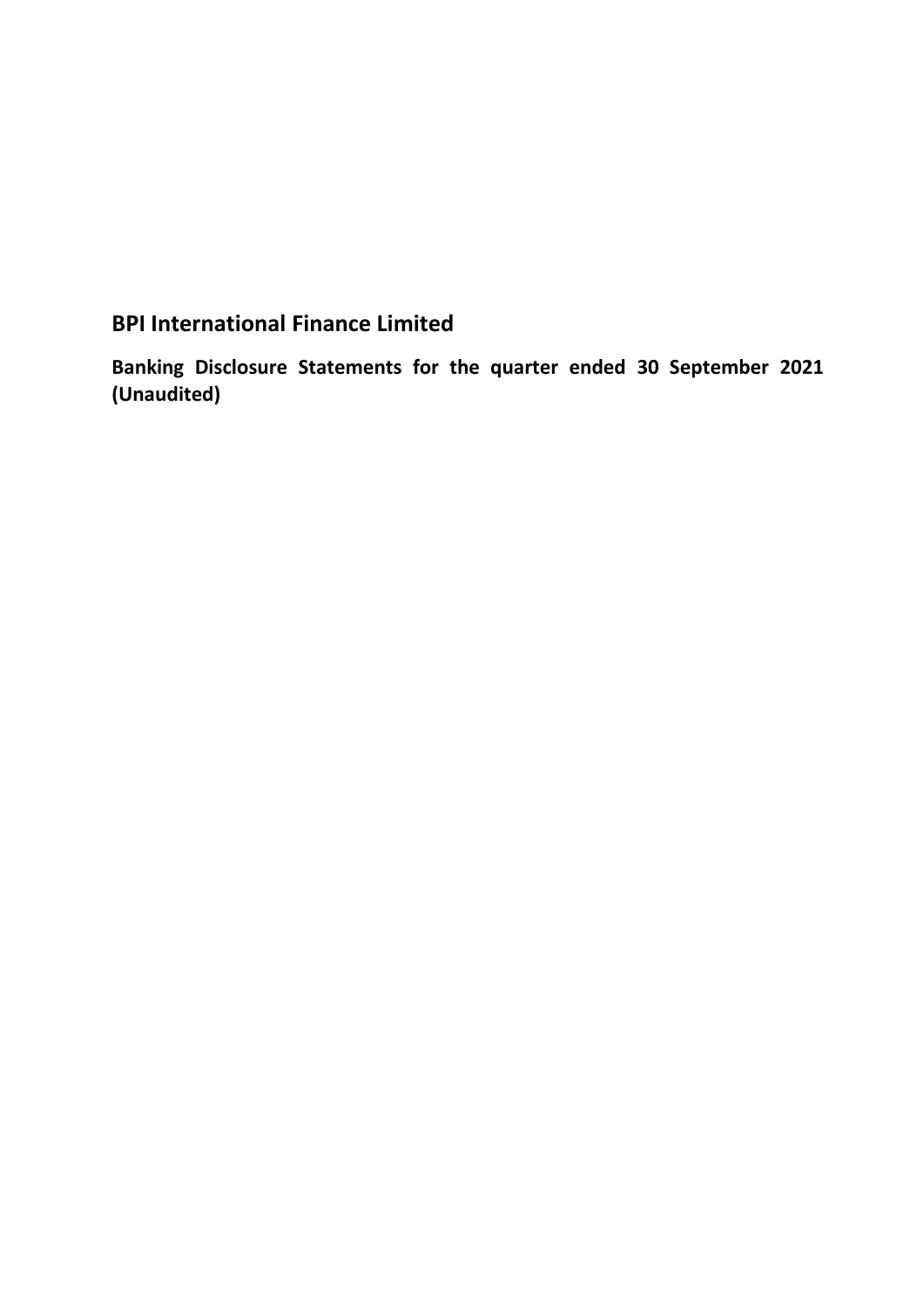# BPI International Finance Limited

**Banking Disclosure Statements for the quarter ended 30 September 2021 (Unaudited)**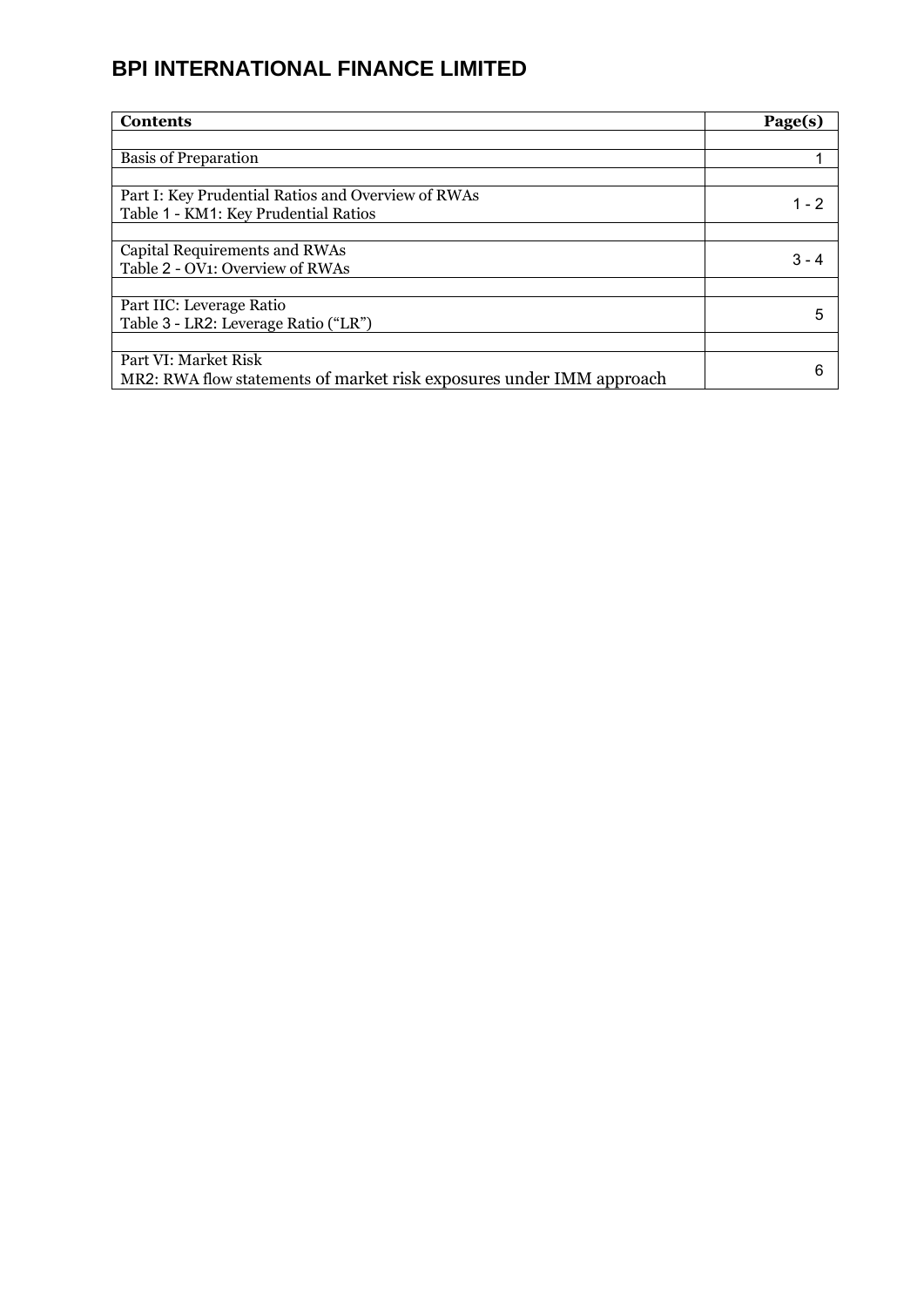# BPI INTERNATIONAL FINANCE LIMITED

| **Contents** | **Page(s)** |
|---|---|
| | |
| Basis of Preparation | 1 |
| | |
| Part I: Key Prudential Ratios and Overview of RWAs<br>Table 1 - KM1: Key Prudential Ratios | 1 - 2 |
| | |
| Capital Requirements and RWAs<br>Table 2 - OV1: Overview of RWAs | 3 - 4 |
| | |
| Part IIC: Leverage Ratio<br>Table 3 - LR2: Leverage Ratio (“LR”) | 5 |
| | |
| Part VI: Market Risk<br>MR2: RWA flow statements of market risk exposures under IMM approach | 6 |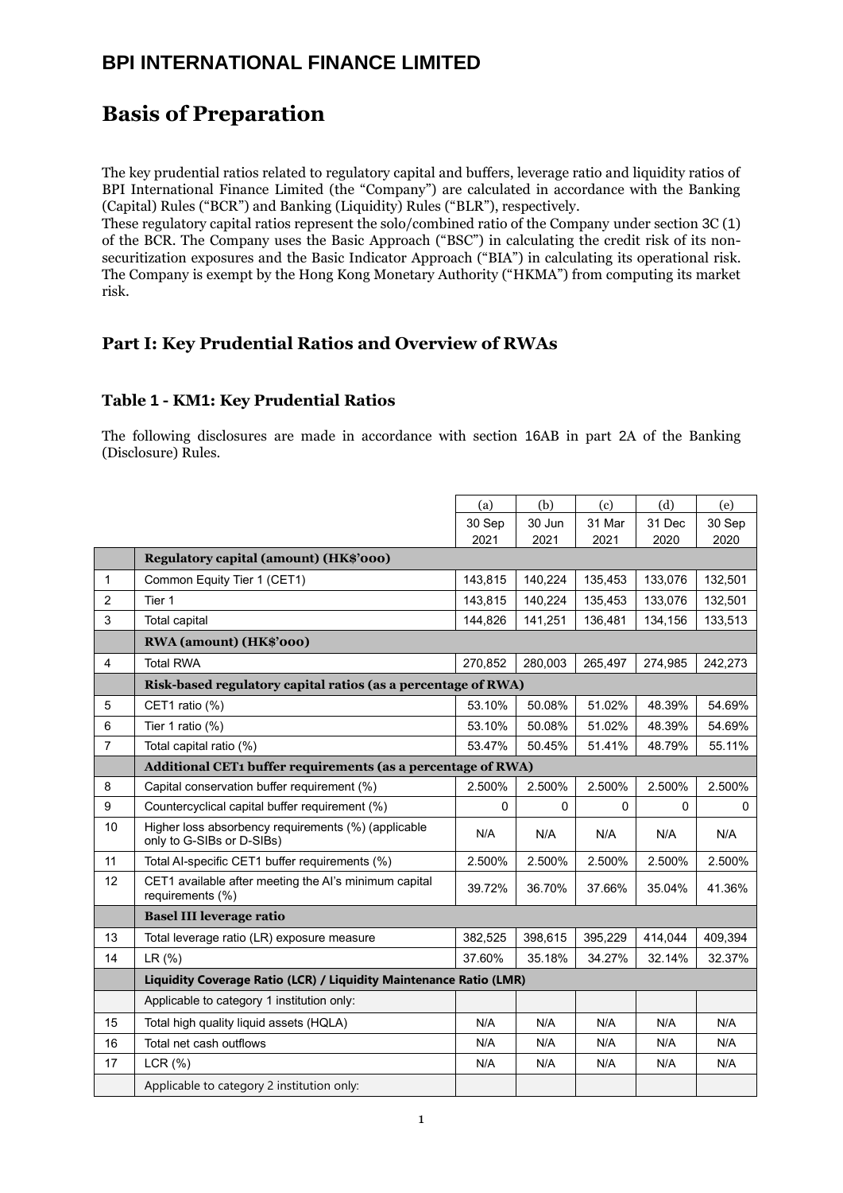# BPI INTERNATIONAL FINANCE LIMITED

## Basis of Preparation

The key prudential ratios related to regulatory capital and buffers, leverage ratio and liquidity ratios of BPI International Finance Limited (the "Company") are calculated in accordance with the Banking (Capital) Rules ("BCR") and Banking (Liquidity) Rules ("BLR"), respectively.
These regulatory capital ratios represent the solo/combined ratio of the Company under section 3C (1) of the BCR. The Company uses the Basic Approach ("BSC") in calculating the credit risk of its non-securitization exposures and the Basic Indicator Approach ("BIA") in calculating its operational risk. The Company is exempt by the Hong Kong Monetary Authority ("HKMA") from computing its market risk.

## Part I: Key Prudential Ratios and Overview of RWAs

### Table 1 - KM1: Key Prudential Ratios

The following disclosures are made in accordance with section 16AB in part 2A of the Banking (Disclosure) Rules.

| | | (a) | (b) | (c) | (d) | (e) |
|---|---|---|---|---|---|---|
| | | 30 Sep 2021 | 30 Jun 2021 | 31 Mar 2021 | 31 Dec 2020 | 30 Sep 2020 |
| | **Regulatory capital (amount) (HK$'000)** | | | | | |
| 1 | Common Equity Tier 1 (CET1) | 143,815 | 140,224 | 135,453 | 133,076 | 132,501 |
| 2 | Tier 1 | 143,815 | 140,224 | 135,453 | 133,076 | 132,501 |
| 3 | Total capital | 144,826 | 141,251 | 136,481 | 134,156 | 133,513 |
| | **RWA (amount) (HK$'000)** | | | | | |
| 4 | Total RWA | 270,852 | 280,003 | 265,497 | 274,985 | 242,273 |
| | **Risk-based regulatory capital ratios (as a percentage of RWA)** | | | | | |
| 5 | CET1 ratio (%) | 53.10% | 50.08% | 51.02% | 48.39% | 54.69% |
| 6 | Tier 1 ratio (%) | 53.10% | 50.08% | 51.02% | 48.39% | 54.69% |
| 7 | Total capital ratio (%) | 53.47% | 50.45% | 51.41% | 48.79% | 55.11% |
| | **Additional CET1 buffer requirements (as a percentage of RWA)** | | | | | |
| 8 | Capital conservation buffer requirement (%) | 2.500% | 2.500% | 2.500% | 2.500% | 2.500% |
| 9 | Countercyclical capital buffer requirement (%) | 0 | 0 | 0 | 0 | 0 |
| 10 | Higher loss absorbency requirements (%) (applicable only to G-SIBs or D-SIBs) | N/A | N/A | N/A | N/A | N/A |
| 11 | Total AI-specific CET1 buffer requirements (%) | 2.500% | 2.500% | 2.500% | 2.500% | 2.500% |
| 12 | CET1 available after meeting the AI's minimum capital requirements (%) | 39.72% | 36.70% | 37.66% | 35.04% | 41.36% |
| | **Basel III leverage ratio** | | | | | |
| 13 | Total leverage ratio (LR) exposure measure | 382,525 | 398,615 | 395,229 | 414,044 | 409,394 |
| 14 | LR (%) | 37.60% | 35.18% | 34.27% | 32.14% | 32.37% |
| | **Liquidity Coverage Ratio (LCR) / Liquidity Maintenance Ratio (LMR)** | | | | | |
| | Applicable to category 1 institution only: | | | | | |
| 15 | Total high quality liquid assets (HQLA) | N/A | N/A | N/A | N/A | N/A |
| 16 | Total net cash outflows | N/A | N/A | N/A | N/A | N/A |
| 17 | LCR (%) | N/A | N/A | N/A | N/A | N/A |
| | Applicable to category 2 institution only: | | | | | |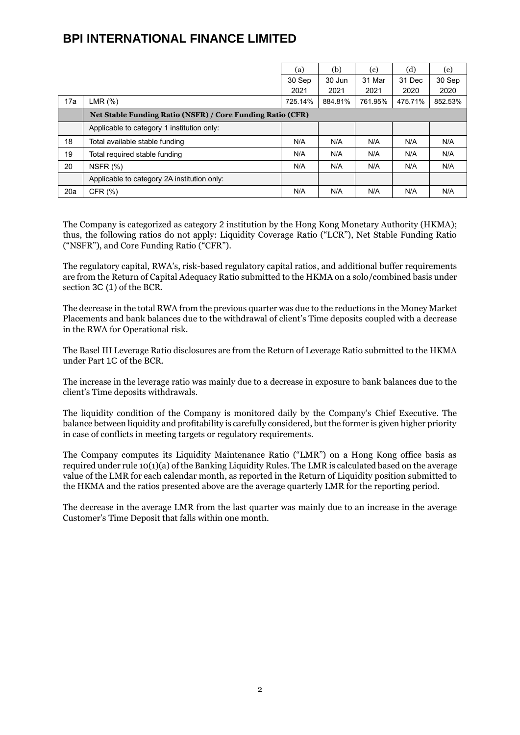# BPI INTERNATIONAL FINANCE LIMITED

| | | (a) | (b) | (c) | (d) | (e) |
|---|---|---|---|---|---|---|
| | | 30 Sep 2021 | 30 Jun 2021 | 31 Mar 2021 | 31 Dec 2020 | 30 Sep 2020 |
| 17a | LMR (%) | 725.14% | 884.81% | 761.95% | 475.71% | 852.53% |
| | **Net Stable Funding Ratio (NSFR) / Core Funding Ratio (CFR)** | | | | | |
| | Applicable to category 1 institution only: | | | | | |
| 18 | Total available stable funding | N/A | N/A | N/A | N/A | N/A |
| 19 | Total required stable funding | N/A | N/A | N/A | N/A | N/A |
| 20 | NSFR (%) | N/A | N/A | N/A | N/A | N/A |
| | Applicable to category 2A institution only: | | | | | |
| 20a | CFR (%) | N/A | N/A | N/A | N/A | N/A |

The Company is categorized as category 2 institution by the Hong Kong Monetary Authority (HKMA); thus, the following ratios do not apply: Liquidity Coverage Ratio ("LCR"), Net Stable Funding Ratio ("NSFR"), and Core Funding Ratio ("CFR").

The regulatory capital, RWA's, risk-based regulatory capital ratios, and additional buffer requirements are from the Return of Capital Adequacy Ratio submitted to the HKMA on a solo/combined basis under section 3C (1) of the BCR.

The decrease in the total RWA from the previous quarter was due to the reductions in the Money Market Placements and bank balances due to the withdrawal of client's Time deposits coupled with a decrease in the RWA for Operational risk.

The Basel III Leverage Ratio disclosures are from the Return of Leverage Ratio submitted to the HKMA under Part 1C of the BCR.

The increase in the leverage ratio was mainly due to a decrease in exposure to bank balances due to the client's Time deposits withdrawals.

The liquidity condition of the Company is monitored daily by the Company's Chief Executive. The balance between liquidity and profitability is carefully considered, but the former is given higher priority in case of conflicts in meeting targets or regulatory requirements.

The Company computes its Liquidity Maintenance Ratio ("LMR") on a Hong Kong office basis as required under rule 10(1)(a) of the Banking Liquidity Rules. The LMR is calculated based on the average value of the LMR for each calendar month, as reported in the Return of Liquidity position submitted to the HKMA and the ratios presented above are the average quarterly LMR for the reporting period.

The decrease in the average LMR from the last quarter was mainly due to an increase in the average Customer's Time Deposit that falls within one month.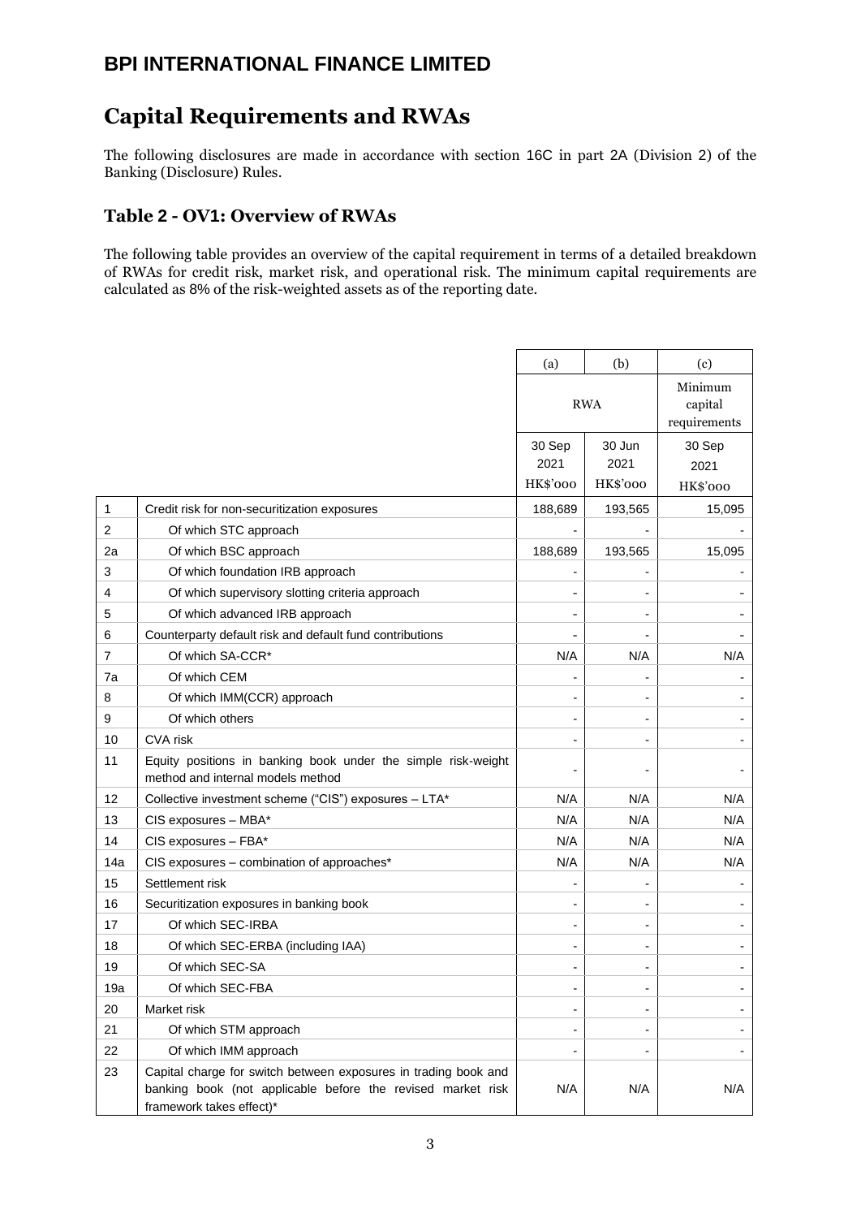## BPI INTERNATIONAL FINANCE LIMITED

# Capital Requirements and RWAs

The following disclosures are made in accordance with section 16C in part 2A (Division 2) of the Banking (Disclosure) Rules.

### Table 2 - OV1: Overview of RWAs

The following table provides an overview of the capital requirement in terms of a detailed breakdown of RWAs for credit risk, market risk, and operational risk. The minimum capital requirements are calculated as 8% of the risk-weighted assets as of the reporting date.

| | | (a) | (b) | (c) |
|---|---|---|---|---|
| | | RWA | | Minimum capital requirements |
| | | 30 Sep 2021 HK$'000 | 30 Jun 2021 HK$'000 | 30 Sep 2021 HK$'000 |
| 1 | Credit risk for non-securitization exposures | 188,689 | 193,565 | 15,095 |
| 2 | Of which STC approach | - | - | - |
| 2a | Of which BSC approach | 188,689 | 193,565 | 15,095 |
| 3 | Of which foundation IRB approach | - | - | - |
| 4 | Of which supervisory slotting criteria approach | - | - | - |
| 5 | Of which advanced IRB approach | - | - | - |
| 6 | Counterparty default risk and default fund contributions | - | - | - |
| 7 | Of which SA-CCR* | N/A | N/A | N/A |
| 7a | Of which CEM | - | - | - |
| 8 | Of which IMM(CCR) approach | - | - | - |
| 9 | Of which others | - | - | - |
| 10 | CVA risk | - | - | - |
| 11 | Equity positions in banking book under the simple risk-weight method and internal models method | - | - | - |
| 12 | Collective investment scheme ("CIS") exposures – LTA* | N/A | N/A | N/A |
| 13 | CIS exposures – MBA* | N/A | N/A | N/A |
| 14 | CIS exposures – FBA* | N/A | N/A | N/A |
| 14a | CIS exposures – combination of approaches* | N/A | N/A | N/A |
| 15 | Settlement risk | - | - | - |
| 16 | Securitization exposures in banking book | - | - | - |
| 17 | Of which SEC-IRBA | - | - | - |
| 18 | Of which SEC-ERBA (including IAA) | - | - | - |
| 19 | Of which SEC-SA | - | - | - |
| 19a | Of which SEC-FBA | - | - | - |
| 20 | Market risk | - | - | - |
| 21 | Of which STM approach | - | - | - |
| 22 | Of which IMM approach | - | - | - |
| 23 | Capital charge for switch between exposures in trading book and banking book (not applicable before the revised market risk framework takes effect)* | N/A | N/A | N/A |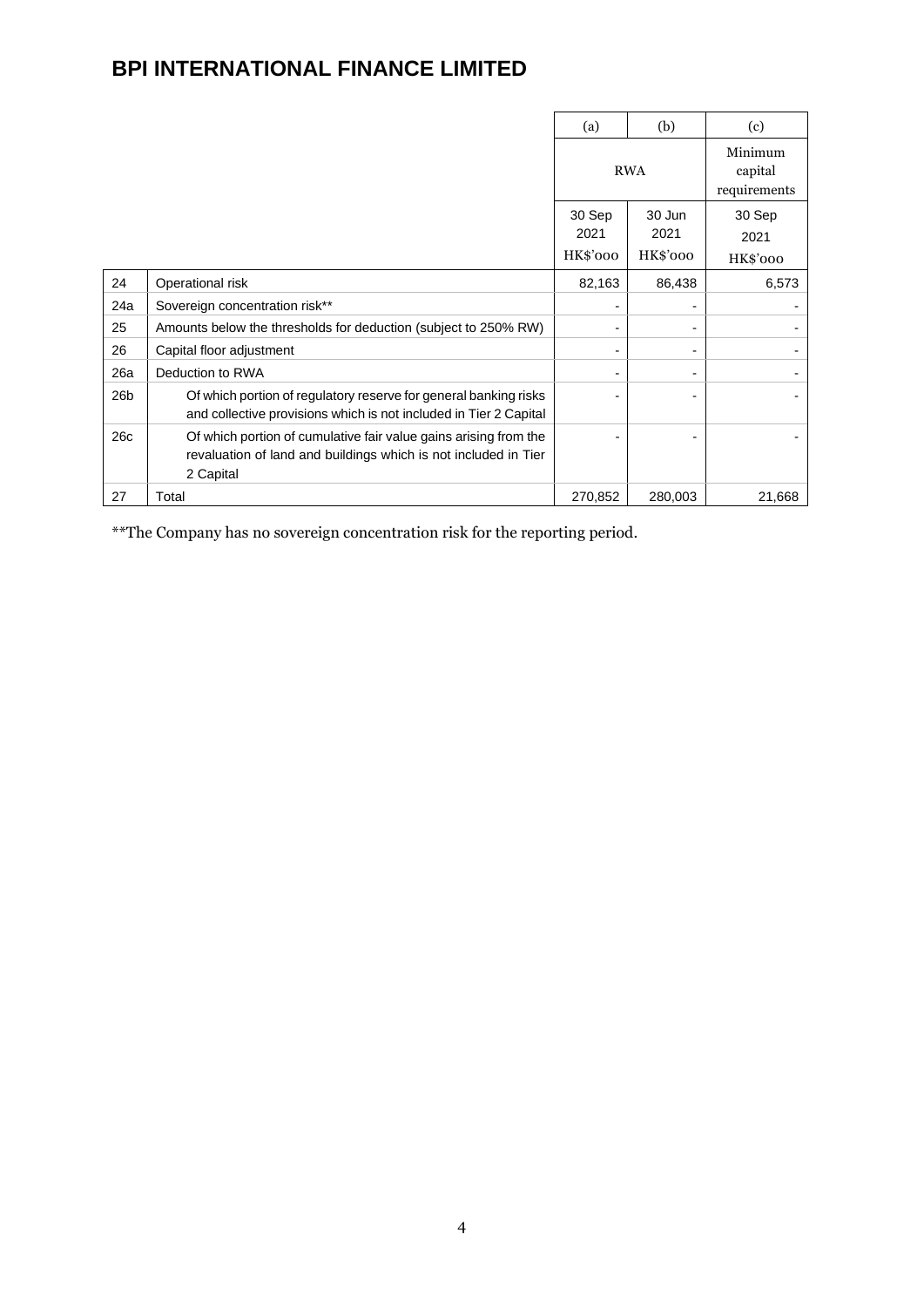# BPI INTERNATIONAL FINANCE LIMITED

| | | (a) | (b) | (c) |
|---|---|---|---|---|
| | | RWA | | Minimum capital requirements |
| | | 30 Sep 2021 HK$'000 | 30 Jun 2021 HK$'000 | 30 Sep 2021 HK$'000 |
| 24 | Operational risk | 82,163 | 86,438 | 6,573 |
| 24a | Sovereign concentration risk** | - | - | - |
| 25 | Amounts below the thresholds for deduction (subject to 250% RW) | - | - | - |
| 26 | Capital floor adjustment | - | - | - |
| 26a | Deduction to RWA | - | - | - |
| 26b | Of which portion of regulatory reserve for general banking risks and collective provisions which is not included in Tier 2 Capital | - | - | - |
| 26c | Of which portion of cumulative fair value gains arising from the revaluation of land and buildings which is not included in Tier 2 Capital | - | - | - |
| 27 | Total | 270,852 | 280,003 | 21,668 |

**The Company has no sovereign concentration risk for the reporting period.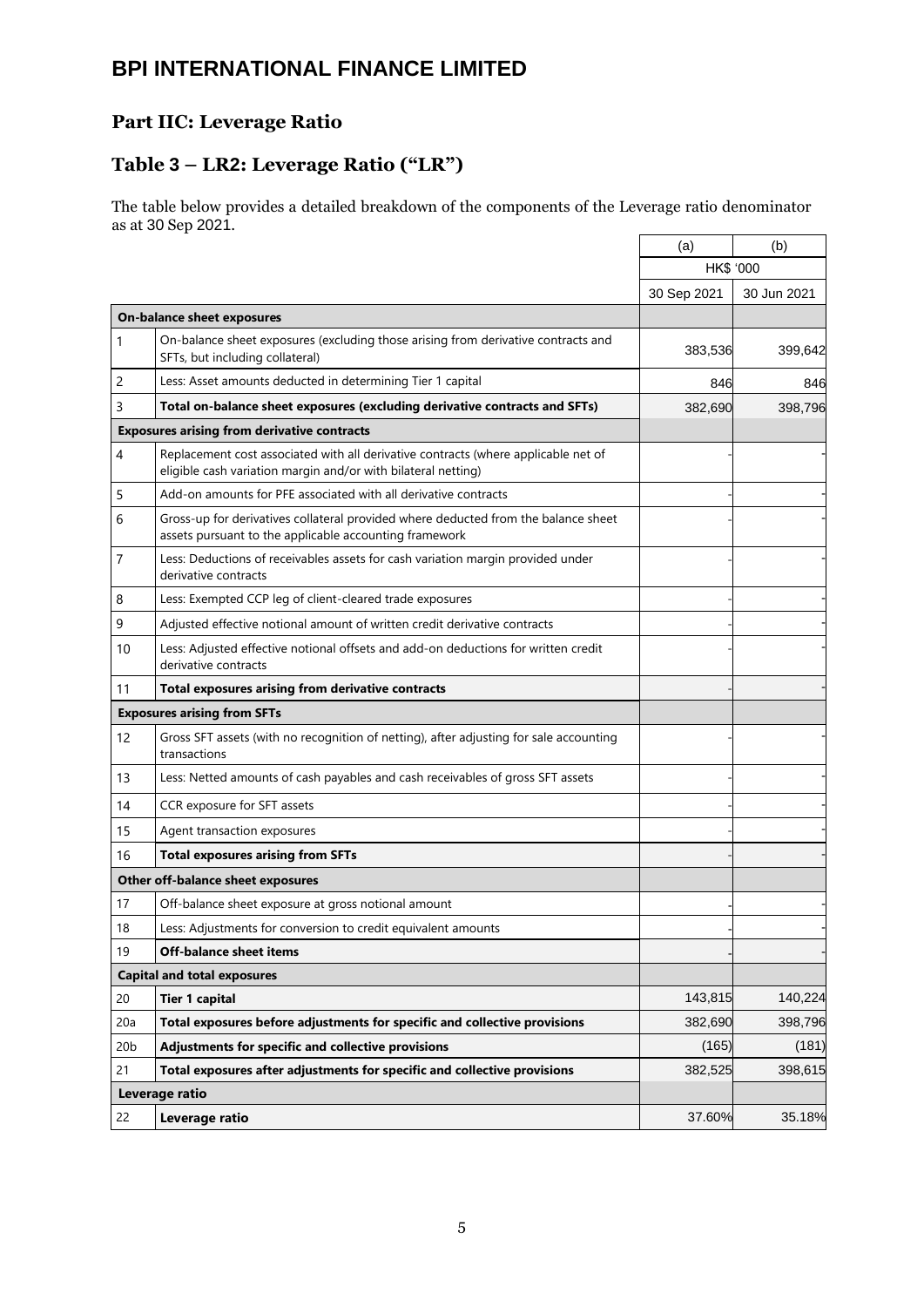# BPI INTERNATIONAL FINANCE LIMITED

## Part IIC: Leverage Ratio

## Table 3 – LR2: Leverage Ratio ("LR")

The table below provides a detailed breakdown of the components of the Leverage ratio denominator as at 30 Sep 2021.

| | | (a) | (b) |
|---|---|---|---|
| | | HK$ '000 | |
| | | 30 Sep 2021 | 30 Jun 2021 |
| **On-balance sheet exposures** | | | |
| 1 | On-balance sheet exposures (excluding those arising from derivative contracts and SFTs, but including collateral) | 383,536 | 399,642 |
| 2 | Less: Asset amounts deducted in determining Tier 1 capital | 846 | 846 |
| 3 | **Total on-balance sheet exposures (excluding derivative contracts and SFTs)** | 382,690 | 398,796 |
| **Exposures arising from derivative contracts** | | | |
| 4 | Replacement cost associated with all derivative contracts (where applicable net of eligible cash variation margin and/or with bilateral netting) | - | - |
| 5 | Add-on amounts for PFE associated with all derivative contracts | - | - |
| 6 | Gross-up for derivatives collateral provided where deducted from the balance sheet assets pursuant to the applicable accounting framework | - | - |
| 7 | Less: Deductions of receivables assets for cash variation margin provided under derivative contracts | - | - |
| 8 | Less: Exempted CCP leg of client-cleared trade exposures | - | - |
| 9 | Adjusted effective notional amount of written credit derivative contracts | - | - |
| 10 | Less: Adjusted effective notional offsets and add-on deductions for written credit derivative contracts | - | - |
| 11 | **Total exposures arising from derivative contracts** | - | - |
| **Exposures arising from SFTs** | | | |
| 12 | Gross SFT assets (with no recognition of netting), after adjusting for sale accounting transactions | - | - |
| 13 | Less: Netted amounts of cash payables and cash receivables of gross SFT assets | - | - |
| 14 | CCR exposure for SFT assets | - | - |
| 15 | Agent transaction exposures | - | - |
| 16 | **Total exposures arising from SFTs** | - | - |
| **Other off-balance sheet exposures** | | | |
| 17 | Off-balance sheet exposure at gross notional amount | - | - |
| 18 | Less: Adjustments for conversion to credit equivalent amounts | - | - |
| 19 | **Off-balance sheet items** | - | - |
| **Capital and total exposures** | | | |
| 20 | **Tier 1 capital** | 143,815 | 140,224 |
| 20a | **Total exposures before adjustments for specific and collective provisions** | 382,690 | 398,796 |
| 20b | **Adjustments for specific and collective provisions** | (165) | (181) |
| 21 | **Total exposures after adjustments for specific and collective provisions** | 382,525 | 398,615 |
| **Leverage ratio** | | | |
| 22 | **Leverage ratio** | 37.60% | 35.18% |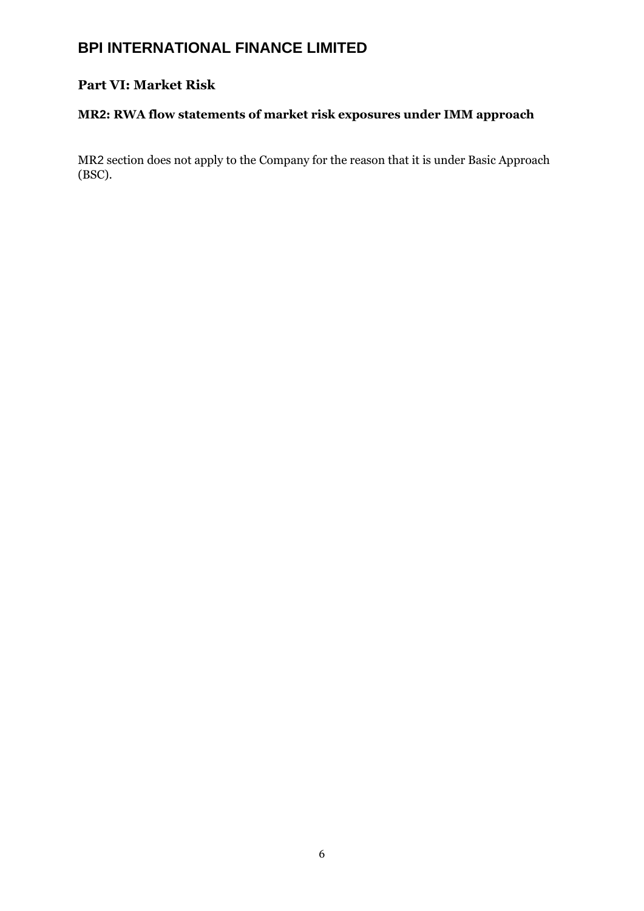# BPI INTERNATIONAL FINANCE LIMITED

## Part VI: Market Risk

### MR2: RWA flow statements of market risk exposures under IMM approach

MR2 section does not apply to the Company for the reason that it is under Basic Approach (BSC).